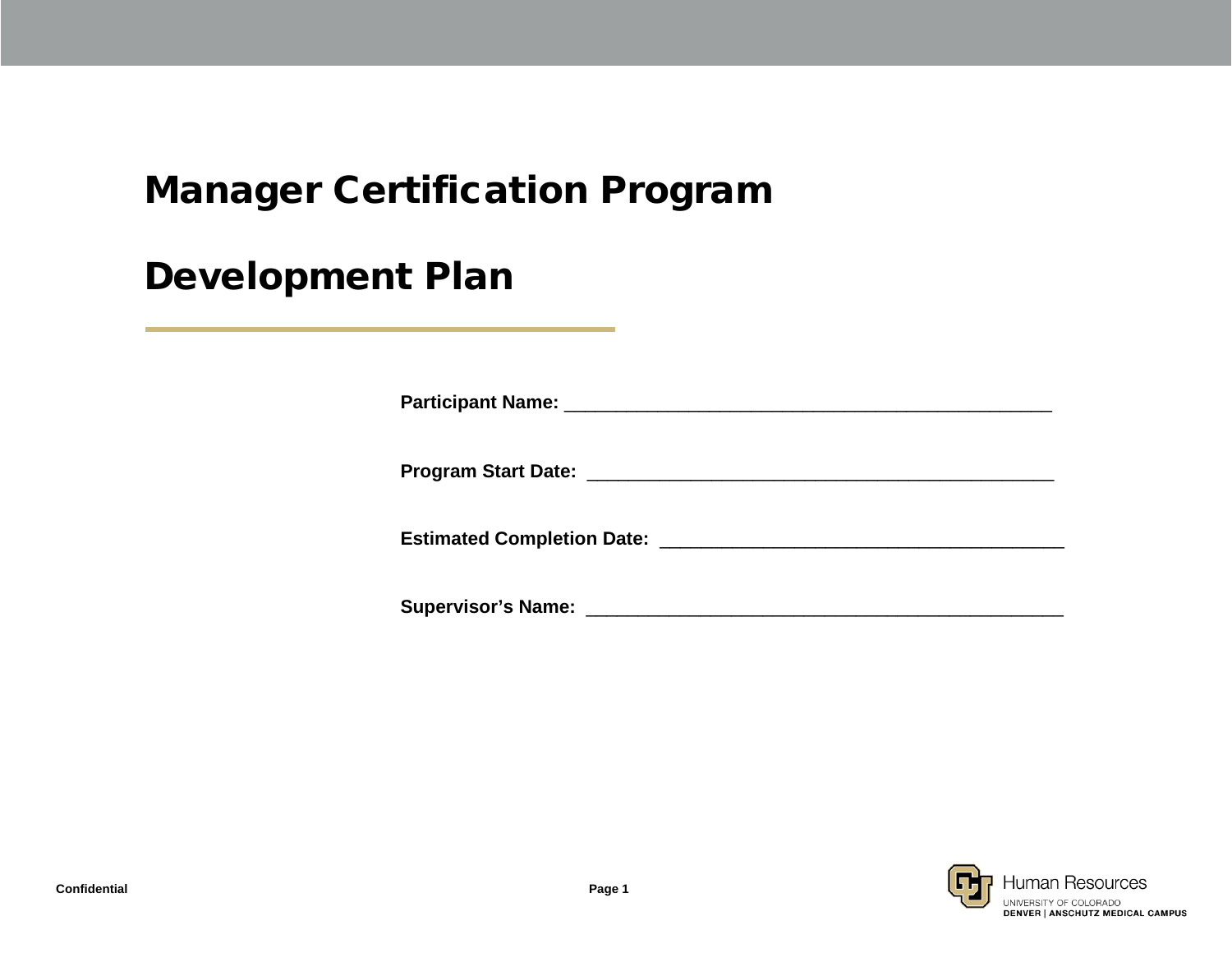# Manager Certification Program

# Development Plan

**Participant Name:** ________________________________________________

**Program Start Date:** ______________________________________________

**Estimated Completion Date:** ________________________________________

**Supervisor's Name:** _______________________________________________

**Confidential**

Human Resources
UNIVERSITY OF COLORADO
**DENVER | ANSCHUTZ MEDICAL CAMPUS**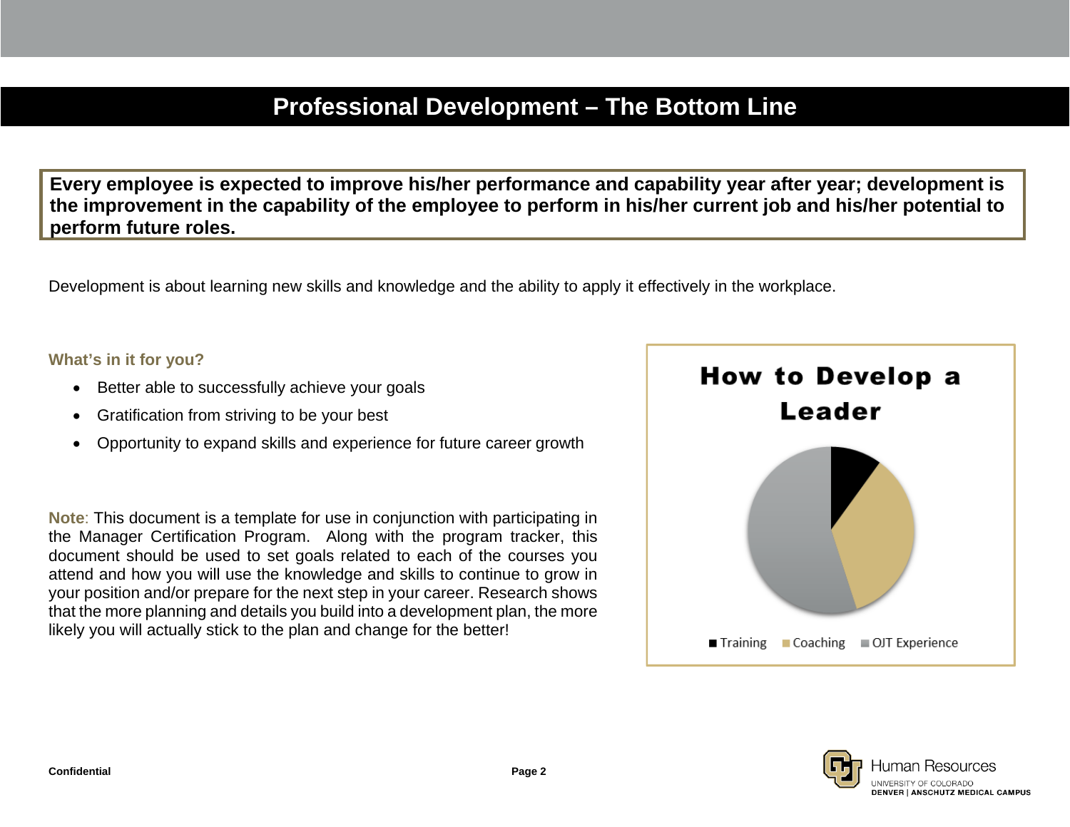# Professional Development – The Bottom Line

**Every employee is expected to improve his/her performance and capability year after year; development is the improvement in the capability of the employee to perform in his/her current job and his/her potential to perform future roles.**

Development is about learning new skills and knowledge and the ability to apply it effectively in the workplace.

### What's in it for you?

- Better able to successfully achieve your goals
- Gratification from striving to be your best
- Opportunity to expand skills and experience for future career growth

**Note**: This document is a template for use in conjunction with participating in the Manager Certification Program. Along with the program tracker, this document should be used to set goals related to each of the courses you attend and how you will use the knowledge and skills to continue to grow in your position and/or prepare for the next step in your career. Research shows that the more planning and details you build into a development plan, the more likely you will actually stick to the plan and change for the better!

**How to Develop a Leader**

Training | Coaching | OJT Experience

Confidential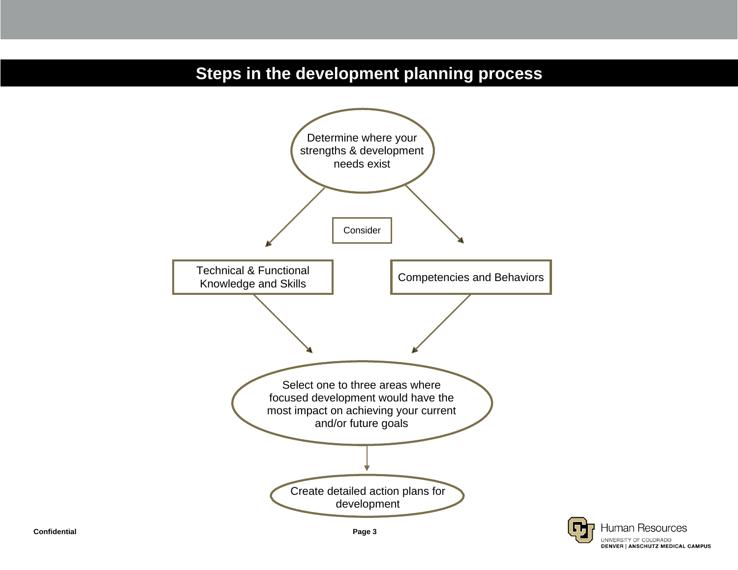# Steps in the development planning process

Determine where your strengths & development needs exist

Consider

Technical & Functional Knowledge and Skills

Competencies and Behaviors

Select one to three areas where focused development would have the most impact on achieving your current and/or future goals

Create detailed action plans for development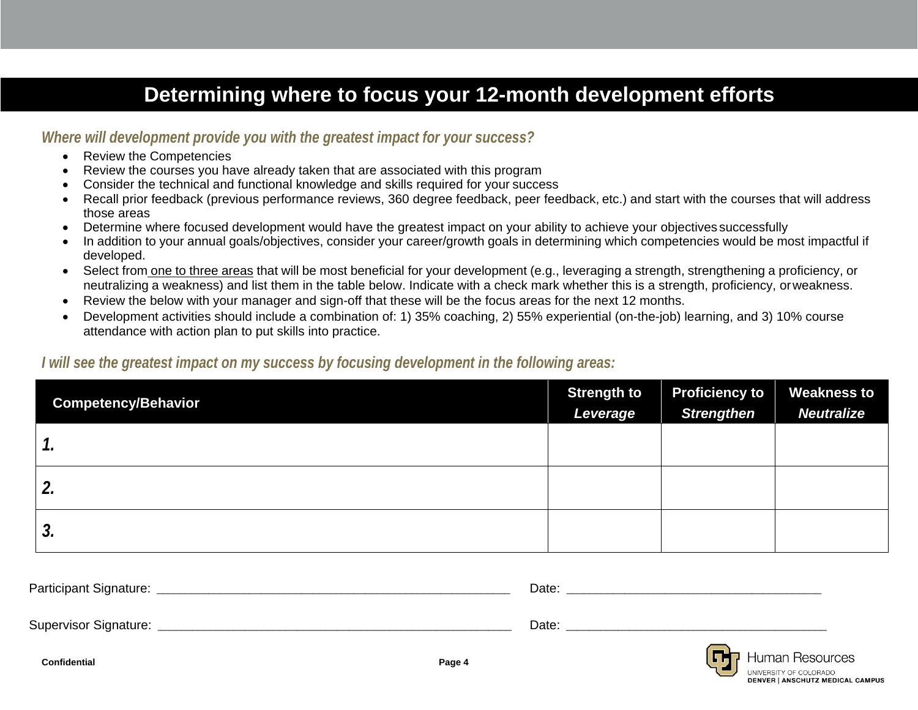# Determining where to focus your 12-month development efforts

### *Where will development provide you with the greatest impact for your success?*

- Review the Competencies
- Review the courses you have already taken that are associated with this program
- Consider the technical and functional knowledge and skills required for your success
- Recall prior feedback (previous performance reviews, 360 degree feedback, peer feedback, etc.) and start with the courses that will address those areas
- Determine where focused development would have the greatest impact on your ability to achieve your objectives successfully
- In addition to your annual goals/objectives, consider your career/growth goals in determining which competencies would be most impactful if developed.
- Select from one to three areas that will be most beneficial for your development (e.g., leveraging a strength, strengthening a proficiency, or neutralizing a weakness) and list them in the table below. Indicate with a check mark whether this is a strength, proficiency, or weakness.
- Review the below with your manager and sign-off that these will be the focus areas for the next 12 months.
- Development activities should include a combination of: 1) 35% coaching, 2) 55% experiential (on-the-job) learning, and 3) 10% course attendance with action plan to put skills into practice.

### *I will see the greatest impact on my success by focusing development in the following areas:*

| Competency/Behavior | Strength to *Leverage* | Proficiency to *Strengthen* | Weakness to *Neutralize* |
|---|---|---|---|
| ***1.*** | | | |
| ***2.*** | | | |
| ***3.*** | | | |

Participant Signature: ______________________________________________ Date: ______________________________

Supervisor Signature: ______________________________________________ Date: ______________________________

**Confidential**

Human Resources
UNIVERSITY OF COLORADO
DENVER | ANSCHUTZ MEDICAL CAMPUS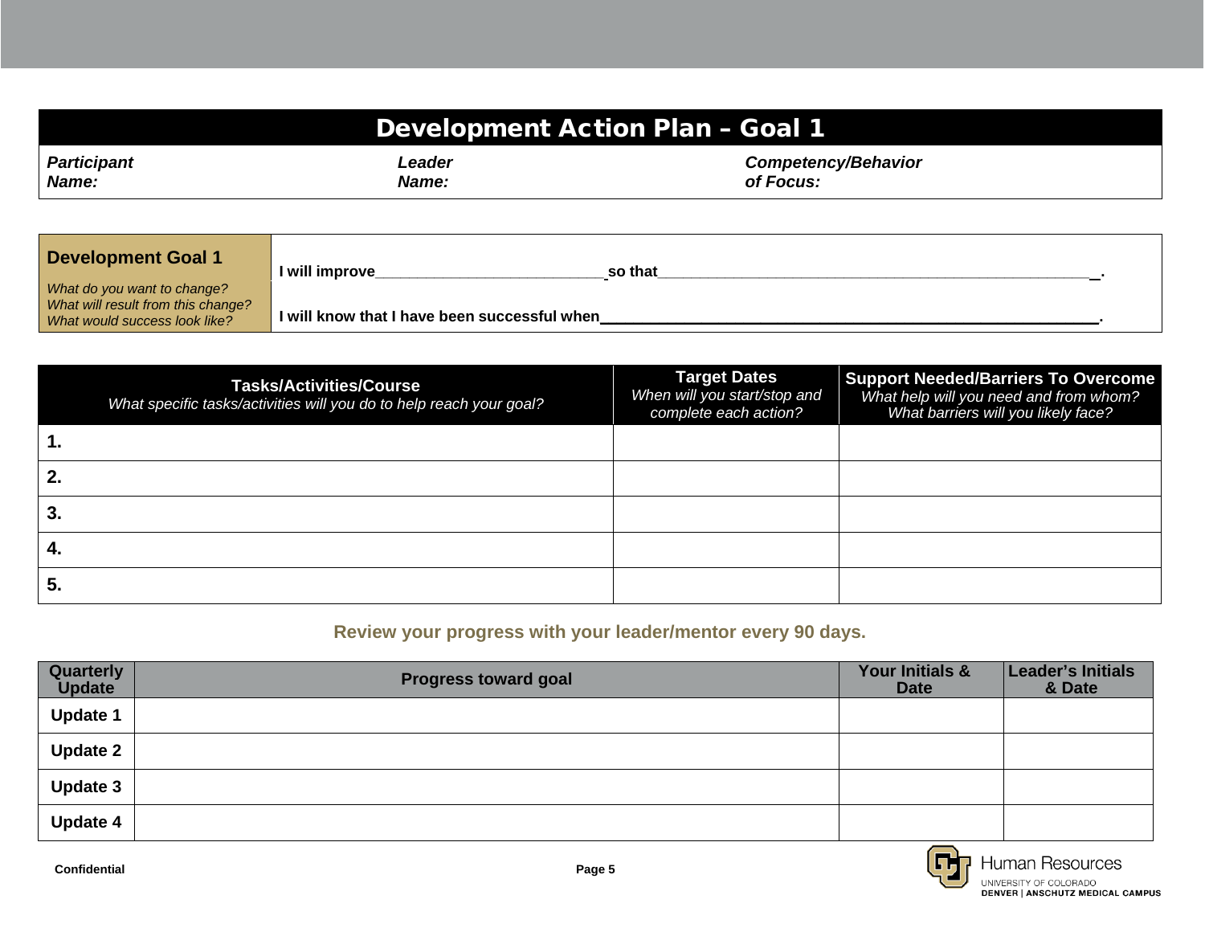# Development Action Plan – Goal 1

| ***Participant Name:*** | ***Leader Name:*** | ***Competency/Behavior of Focus:*** |
|---|---|---|

| **Development Goal 1** *What do you want to change? What will result from this change? What would success look like?* | **I will improve**___________________________ **so that**________________________________________________________. **I will know that I have been successful when**_______________________________________________________________. |
|---|---|

| **Tasks/Activities/Course** *What specific tasks/activities will you do to help reach your goal?* | **Target Dates** *When will you start/stop and complete each action?* | **Support Needed/Barriers To Overcome** *What help will you need and from whom? What barriers will you likely face?* |
|---|---|---|
| **1.** | | |
| **2.** | | |
| **3.** | | |
| **4.** | | |
| **5.** | | |

**Review your progress with your leader/mentor every 90 days.**

| Quarterly Update | Progress toward goal | Your Initials & Date | Leader's Initials & Date |
|---|---|---|---|
| **Update 1** | | | |
| **Update 2** | | | |
| **Update 3** | | | |
| **Update 4** | | | |

**Confidential**

Human Resources
UNIVERSITY OF COLORADO
**DENVER | ANSCHUTZ MEDICAL CAMPUS**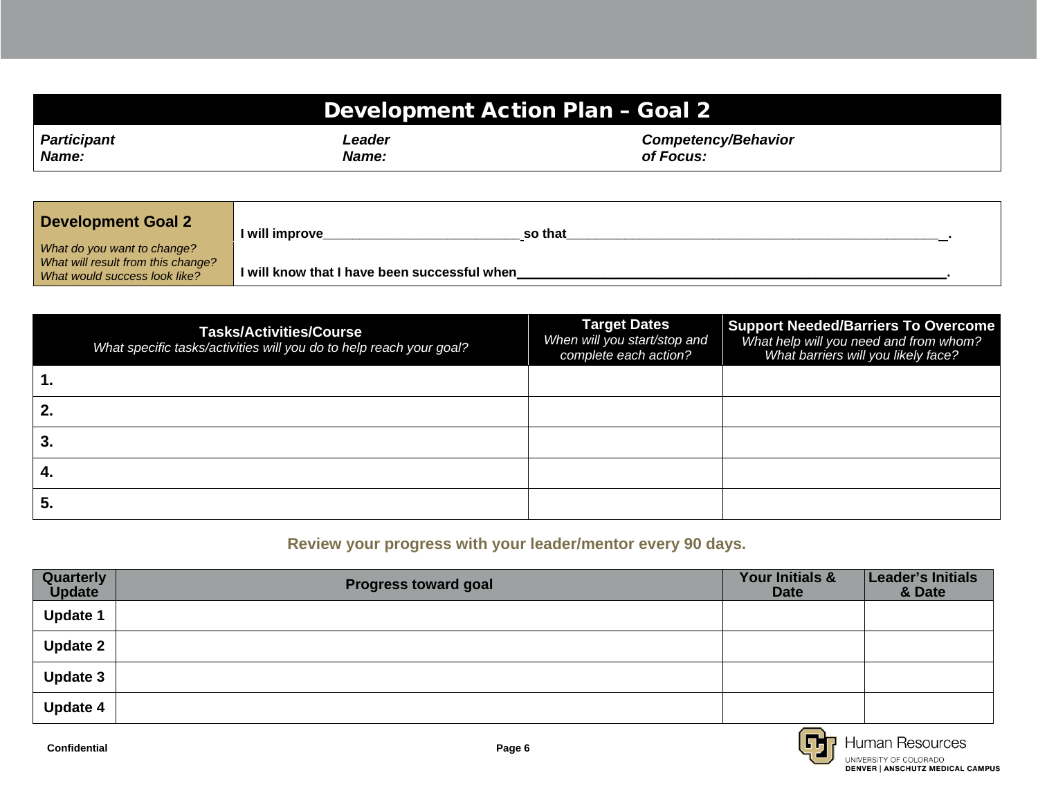## Development Action Plan – Goal 2

| *Participant Name:* | *Leader Name:* | *Competency/Behavior of Focus:* |
|---|---|---|

| **Development Goal 2** *What do you want to change? What will result from this change? What would success look like?* | **I will improve**___________________________ **so that**______________________________________________________. **I will know that I have been successful when**_____________________________________________________________. |
|---|---|

| **Tasks/Activities/Course** *What specific tasks/activities will you do to help reach your goal?* | **Target Dates** *When will you start/stop and complete each action?* | **Support Needed/Barriers To Overcome** *What help will you need and from whom? What barriers will you likely face?* |
|---|---|---|
| **1.** | | |
| **2.** | | |
| **3.** | | |
| **4.** | | |
| **5.** | | |

**Review your progress with your leader/mentor every 90 days.**

| Quarterly Update | Progress toward goal | Your Initials & Date | Leader's Initials & Date |
|---|---|---|---|
| **Update 1** | | | |
| **Update 2** | | | |
| **Update 3** | | | |
| **Update 4** | | | |

**Confidential**

Human Resources
UNIVERSITY OF COLORADO
DENVER | ANSCHUTZ MEDICAL CAMPUS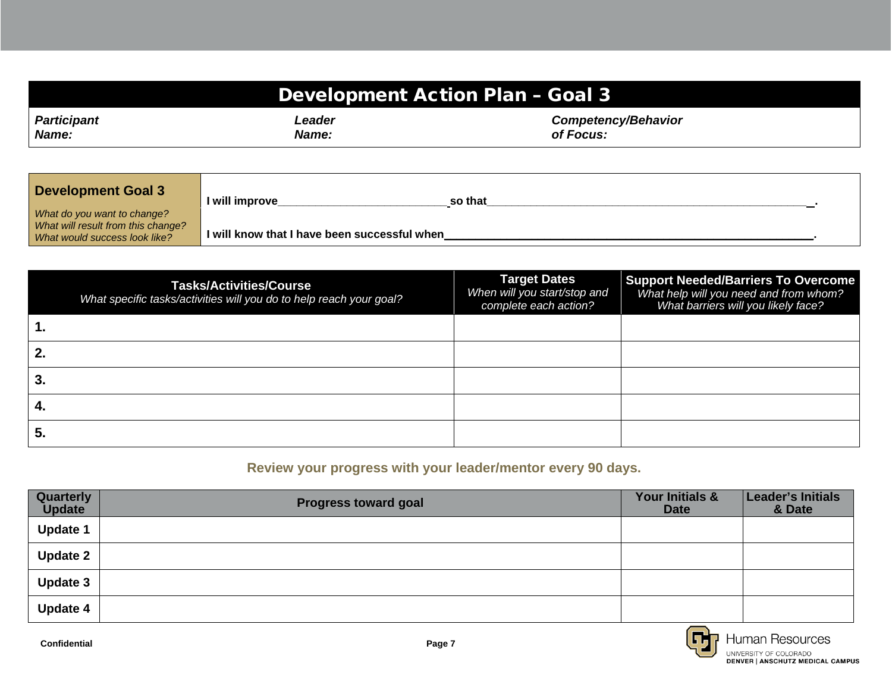# Development Action Plan – Goal 3

| ***Participant Name:*** | ***Leader Name:*** | ***Competency/Behavior of Focus:*** |
|---|---|---|

| **Development Goal 3** *What do you want to change? What will result from this change? What would success look like?* | **I will improve**___________________________**so that**______________________________________________________. **I will know that I have been successful when**______________________________________________________________. |
|---|---|

| **Tasks/Activities/Course** *What specific tasks/activities will you do to help reach your goal?* | **Target Dates** *When will you start/stop and complete each action?* | **Support Needed/Barriers To Overcome** *What help will you need and from whom? What barriers will you likely face?* |
|---|---|---|
| **1.** | | |
| **2.** | | |
| **3.** | | |
| **4.** | | |
| **5.** | | |

**Review your progress with your leader/mentor every 90 days.**

| Quarterly Update | Progress toward goal | Your Initials & Date | Leader's Initials & Date |
|---|---|---|---|
| **Update 1** | | | |
| **Update 2** | | | |
| **Update 3** | | | |
| **Update 4** | | | |

**Confidential**

Human Resources
UNIVERSITY OF COLORADO
**DENVER | ANSCHUTZ MEDICAL CAMPUS**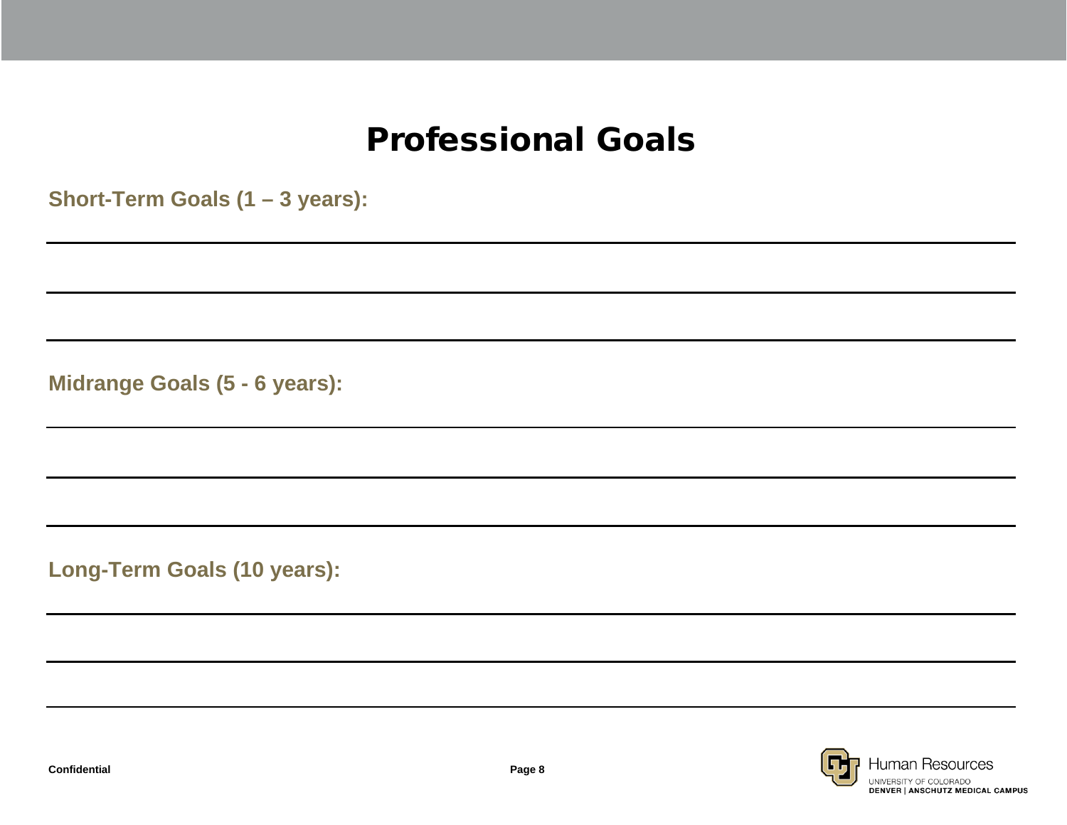# Professional Goals

**Short-Term Goals (1 – 3 years):**

**Midrange Goals (5 - 6 years):**

**Long-Term Goals (10 years):**